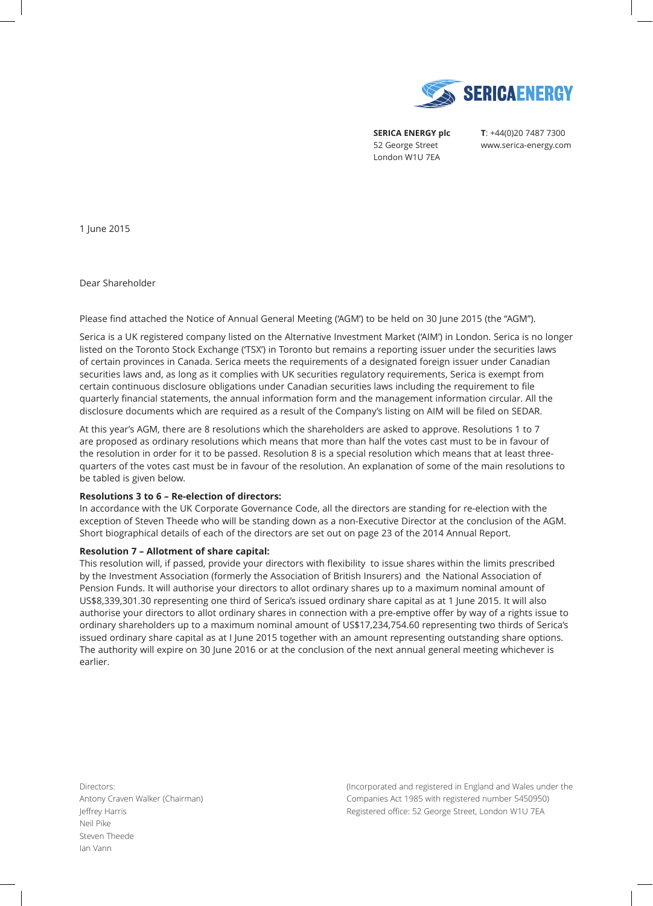**SERICA ENERGY plc**
52 George Street
London W1U 7EA

**T**: +44(0)20 7487 7300
www.serica-energy.com

1 June 2015

Dear Shareholder

Please find attached the Notice of Annual General Meeting ('AGM') to be held on 30 June 2015 (the "AGM").

Serica is a UK registered company listed on the Alternative Investment Market ('AIM') in London. Serica is no longer listed on the Toronto Stock Exchange ('TSX') in Toronto but remains a reporting issuer under the securities laws of certain provinces in Canada. Serica meets the requirements of a designated foreign issuer under Canadian securities laws and, as long as it complies with UK securities regulatory requirements, Serica is exempt from certain continuous disclosure obligations under Canadian securities laws including the requirement to file quarterly financial statements, the annual information form and the management information circular. All the disclosure documents which are required as a result of the Company's listing on AIM will be filed on SEDAR.

At this year's AGM, there are 8 resolutions which the shareholders are asked to approve. Resolutions 1 to 7 are proposed as ordinary resolutions which means that more than half the votes cast must to be in favour of the resolution in order for it to be passed. Resolution 8 is a special resolution which means that at least three-quarters of the votes cast must be in favour of the resolution. An explanation of some of the main resolutions to be tabled is given below.

**Resolutions 3 to 6 – Re-election of directors:**
In accordance with the UK Corporate Governance Code, all the directors are standing for re-election with the exception of Steven Theede who will be standing down as a non-Executive Director at the conclusion of the AGM. Short biographical details of each of the directors are set out on page 23 of the 2014 Annual Report.

**Resolution 7 – Allotment of share capital:**
This resolution will, if passed, provide your directors with flexibility to issue shares within the limits prescribed by the Investment Association (formerly the Association of British Insurers) and the National Association of Pension Funds. It will authorise your directors to allot ordinary shares up to a maximum nominal amount of US$8,339,301.30 representing one third of Serica's issued ordinary share capital as at 1 June 2015. It will also authorise your directors to allot ordinary shares in connection with a pre-emptive offer by way of a rights issue to ordinary shareholders up to a maximum nominal amount of US$17,234,754.60 representing two thirds of Serica's issued ordinary share capital as at I June 2015 together with an amount representing outstanding share options. The authority will expire on 30 June 2016 or at the conclusion of the next annual general meeting whichever is earlier.

Directors:
Antony Craven Walker (Chairman)
Jeffrey Harris
Neil Pike
Steven Theede
Ian Vann

(Incorporated and registered in England and Wales under the Companies Act 1985 with registered number 5450950)
Registered office: 52 George Street, London W1U 7EA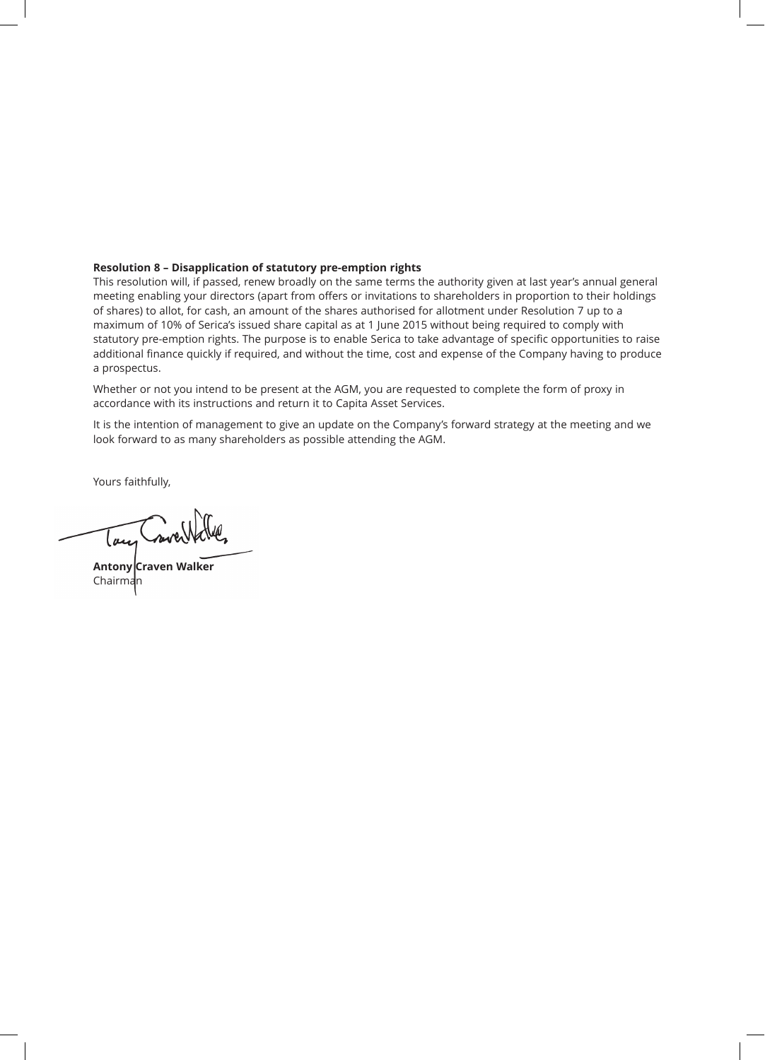**Resolution 8 – Disapplication of statutory pre-emption rights**

This resolution will, if passed, renew broadly on the same terms the authority given at last year's annual general meeting enabling your directors (apart from offers or invitations to shareholders in proportion to their holdings of shares) to allot, for cash, an amount of the shares authorised for allotment under Resolution 7 up to a maximum of 10% of Serica's issued share capital as at 1 June 2015 without being required to comply with statutory pre-emption rights. The purpose is to enable Serica to take advantage of specific opportunities to raise additional finance quickly if required, and without the time, cost and expense of the Company having to produce a prospectus.

Whether or not you intend to be present at the AGM, you are requested to complete the form of proxy in accordance with its instructions and return it to Capita Asset Services.

It is the intention of management to give an update on the Company's forward strategy at the meeting and we look forward to as many shareholders as possible attending the AGM.

Yours faithfully,

**Antony Craven Walker**
Chairman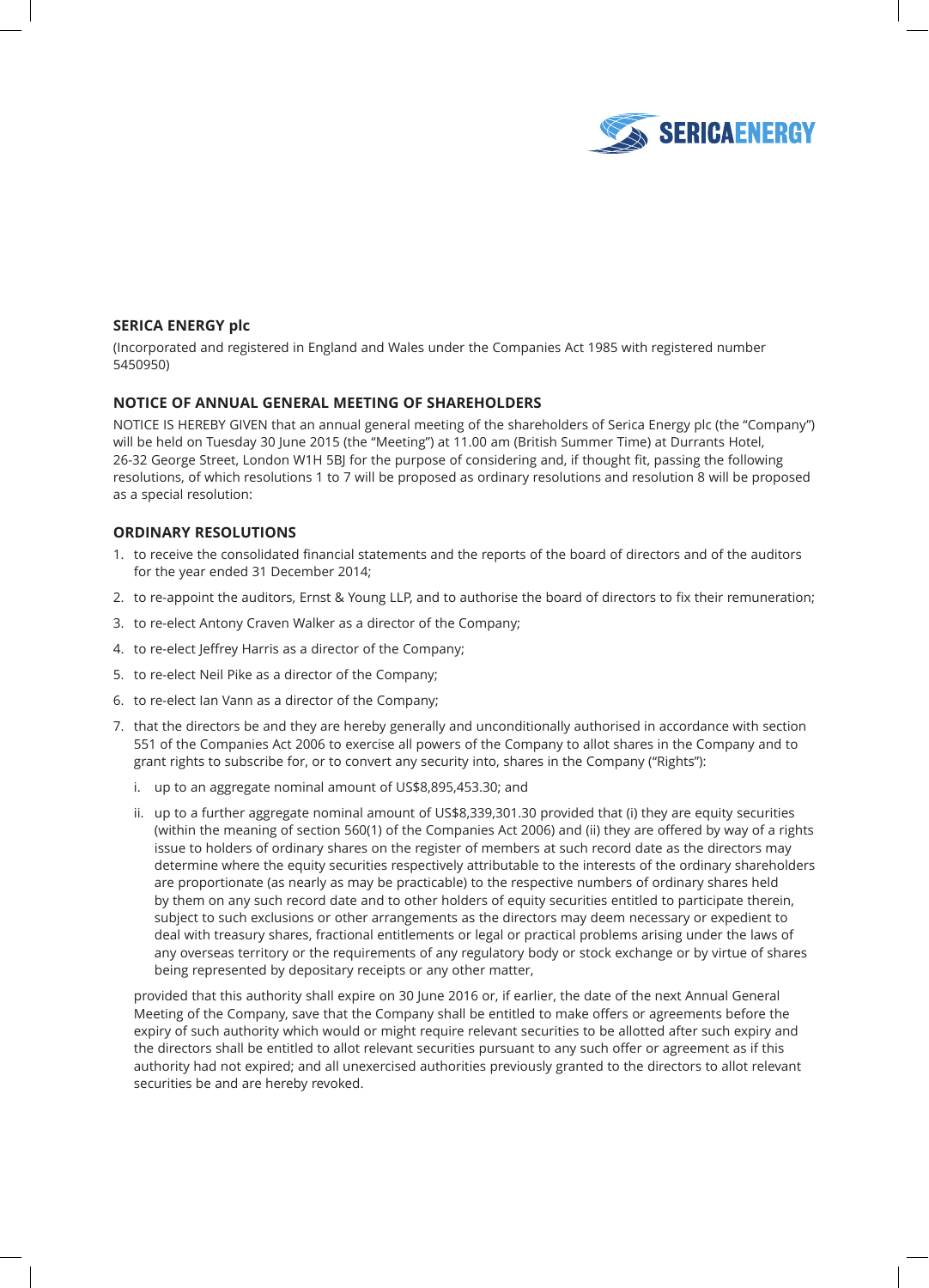**SERICA ENERGY plc**

(Incorporated and registered in England and Wales under the Companies Act 1985 with registered number 5450950)

**NOTICE OF ANNUAL GENERAL MEETING OF SHAREHOLDERS**

NOTICE IS HEREBY GIVEN that an annual general meeting of the shareholders of Serica Energy plc (the "Company") will be held on Tuesday 30 June 2015 (the "Meeting") at 11.00 am (British Summer Time) at Durrants Hotel, 26-32 George Street, London W1H 5BJ for the purpose of considering and, if thought fit, passing the following resolutions, of which resolutions 1 to 7 will be proposed as ordinary resolutions and resolution 8 will be proposed as a special resolution:

**ORDINARY RESOLUTIONS**

1. to receive the consolidated financial statements and the reports of the board of directors and of the auditors for the year ended 31 December 2014;
2. to re-appoint the auditors, Ernst & Young LLP, and to authorise the board of directors to fix their remuneration;
3. to re-elect Antony Craven Walker as a director of the Company;
4. to re-elect Jeffrey Harris as a director of the Company;
5. to re-elect Neil Pike as a director of the Company;
6. to re-elect Ian Vann as a director of the Company;
7. that the directors be and they are hereby generally and unconditionally authorised in accordance with section 551 of the Companies Act 2006 to exercise all powers of the Company to allot shares in the Company and to grant rights to subscribe for, or to convert any security into, shares in the Company ("Rights"):

   i. up to an aggregate nominal amount of US$8,895,453.30; and

   ii. up to a further aggregate nominal amount of US$8,339,301.30 provided that (i) they are equity securities (within the meaning of section 560(1) of the Companies Act 2006) and (ii) they are offered by way of a rights issue to holders of ordinary shares on the register of members at such record date as the directors may determine where the equity securities respectively attributable to the interests of the ordinary shareholders are proportionate (as nearly as may be practicable) to the respective numbers of ordinary shares held by them on any such record date and to other holders of equity securities entitled to participate therein, subject to such exclusions or other arrangements as the directors may deem necessary or expedient to deal with treasury shares, fractional entitlements or legal or practical problems arising under the laws of any overseas territory or the requirements of any regulatory body or stock exchange or by virtue of shares being represented by depositary receipts or any other matter,

   provided that this authority shall expire on 30 June 2016 or, if earlier, the date of the next Annual General Meeting of the Company, save that the Company shall be entitled to make offers or agreements before the expiry of such authority which would or might require relevant securities to be allotted after such expiry and the directors shall be entitled to allot relevant securities pursuant to any such offer or agreement as if this authority had not expired; and all unexercised authorities previously granted to the directors to allot relevant securities be and are hereby revoked.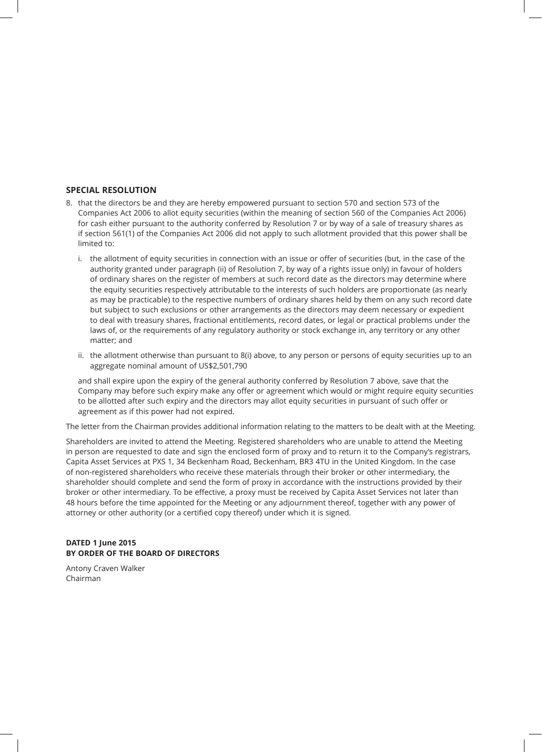## SPECIAL RESOLUTION

8. that the directors be and they are hereby empowered pursuant to section 570 and section 573 of the Companies Act 2006 to allot equity securities (within the meaning of section 560 of the Companies Act 2006) for cash either pursuant to the authority conferred by Resolution 7 or by way of a sale of treasury shares as if section 561(1) of the Companies Act 2006 did not apply to such allotment provided that this power shall be limited to:

   i. the allotment of equity securities in connection with an issue or offer of securities (but, in the case of the authority granted under paragraph (ii) of Resolution 7, by way of a rights issue only) in favour of holders of ordinary shares on the register of members at such record date as the directors may determine where the equity securities respectively attributable to the interests of such holders are proportionate (as nearly as may be practicable) to the respective numbers of ordinary shares held by them on any such record date but subject to such exclusions or other arrangements as the directors may deem necessary or expedient to deal with treasury shares, fractional entitlements, record dates, or legal or practical problems under the laws of, or the requirements of any regulatory authority or stock exchange in, any territory or any other matter; and

   ii. the allotment otherwise than pursuant to 8(i) above, to any person or persons of equity securities up to an aggregate nominal amount of US$2,501,790

   and shall expire upon the expiry of the general authority conferred by Resolution 7 above, save that the Company may before such expiry make any offer or agreement which would or might require equity securities to be allotted after such expiry and the directors may allot equity securities in pursuant of such offer or agreement as if this power had not expired.

The letter from the Chairman provides additional information relating to the matters to be dealt with at the Meeting.

Shareholders are invited to attend the Meeting. Registered shareholders who are unable to attend the Meeting in person are requested to date and sign the enclosed form of proxy and to return it to the Company's registrars, Capita Asset Services at PXS 1, 34 Beckenham Road, Beckenham, BR3 4TU in the United Kingdom. In the case of non-registered shareholders who receive these materials through their broker or other intermediary, the shareholder should complete and send the form of proxy in accordance with the instructions provided by their broker or other intermediary. To be effective, a proxy must be received by Capita Asset Services not later than 48 hours before the time appointed for the Meeting or any adjournment thereof, together with any power of attorney or other authority (or a certified copy thereof) under which it is signed.

**DATED 1 June 2015**
**BY ORDER OF THE BOARD OF DIRECTORS**

Antony Craven Walker
Chairman